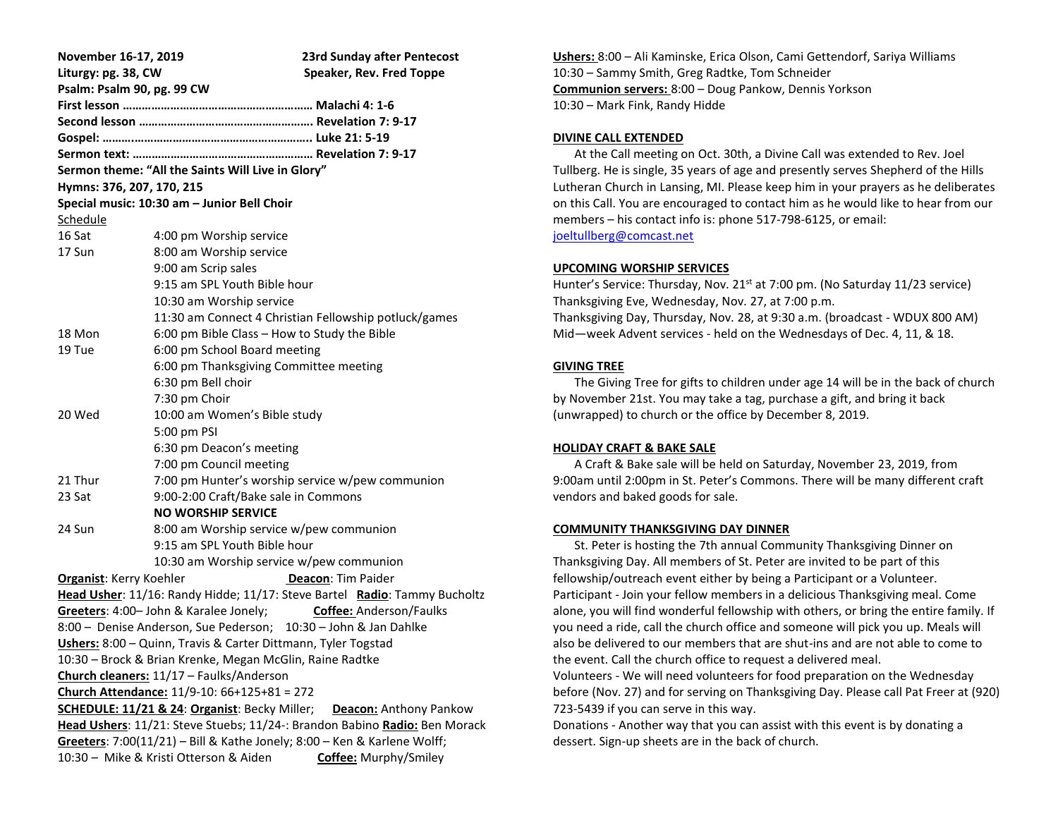**November 16-17, 2019** **23rd Sunday after Pentecost**
**Liturgy: pg. 38, CW** **Speaker, Rev. Fred Toppe**
**Psalm: Psalm 90, pg. 99 CW**
**First lesson ………………………………………………… Malachi 4: 1-6**
**Second lesson ……………………………………………. Revelation 7: 9-17**
**Gospel: ……..………………………………………………. Luke 21: 5-19**
**Sermon text: ……………………………………………… Revelation 7: 9-17**
**Sermon theme: "All the Saints Will Live in Glory"**
**Hymns: 376, 207, 170, 215**
**Special music: 10:30 am – Junior Bell Choir**

Schedule

| | |
|---|---|
| 16 Sat | 4:00 pm Worship service |
| 17 Sun | 8:00 am Worship service |
| | 9:00 am Scrip sales |
| | 9:15 am SPL Youth Bible hour |
| | 10:30 am Worship service |
| | 11:30 am Connect 4 Christian Fellowship potluck/games |
| 18 Mon | 6:00 pm Bible Class – How to Study the Bible |
| 19 Tue | 6:00 pm School Board meeting |
| | 6:00 pm Thanksgiving Committee meeting |
| | 6:30 pm Bell choir |
| | 7:30 pm Choir |
| 20 Wed | 10:00 am Women's Bible study |
| | 5:00 pm PSI |
| | 6:30 pm Deacon's meeting |
| | 7:00 pm Council meeting |
| 21 Thur | 7:00 pm Hunter's worship service w/pew communion |
| 23 Sat | 9:00-2:00 Craft/Bake sale in Commons |
| | **NO WORSHIP SERVICE** |
| 24 Sun | 8:00 am Worship service w/pew communion |
| | 9:15 am SPL Youth Bible hour |
| | 10:30 am Worship service w/pew communion |

**Organist**: Kerry Koehler **Deacon**: Tim Paider
**Head Usher**: 11/16: Randy Hidde; 11/17: Steve Bartel **Radio**: Tammy Bucholtz
**Greeters**: 4:00– John & Karalee Jonely; **Coffee:** Anderson/Faulks
8:00 – Denise Anderson, Sue Pederson; 10:30 – John & Jan Dahlke
**Ushers:** 8:00 – Quinn, Travis & Carter Dittmann, Tyler Togstad
10:30 – Brock & Brian Krenke, Megan McGlin, Raine Radtke
**Church cleaners:** 11/17 – Faulks/Anderson
**Church Attendance:** 11/9-10: 66+125+81 = 272
**SCHEDULE: 11/21 & 24**: **Organist**: Becky Miller; **Deacon:** Anthony Pankow
**Head Ushers**: 11/21: Steve Stuebs; 11/24-: Brandon Babino **Radio:** Ben Morack
**Greeters**: 7:00(11/21) – Bill & Kathe Jonely; 8:00 – Ken & Karlene Wolff;
10:30 – Mike & Kristi Otterson & Aiden **Coffee:** Murphy/Smiley

**Ushers:** 8:00 – Ali Kaminske, Erica Olson, Cami Gettendorf, Sariya Williams
10:30 – Sammy Smith, Greg Radtke, Tom Schneider
**Communion servers:** 8:00 – Doug Pankow, Dennis Yorkson
10:30 – Mark Fink, Randy Hidde

**DIVINE CALL EXTENDED**

At the Call meeting on Oct. 30th, a Divine Call was extended to Rev. Joel Tullberg. He is single, 35 years of age and presently serves Shepherd of the Hills Lutheran Church in Lansing, MI. Please keep him in your prayers as he deliberates on this Call. You are encouraged to contact him as he would like to hear from our members – his contact info is: phone 517-798-6125, or email: joeltullberg@comcast.net

**UPCOMING WORSHIP SERVICES**

Hunter's Service: Thursday, Nov. 21st at 7:00 pm. (No Saturday 11/23 service)
Thanksgiving Eve, Wednesday, Nov. 27, at 7:00 p.m.
Thanksgiving Day, Thursday, Nov. 28, at 9:30 a.m. (broadcast - WDUX 800 AM)
Mid—week Advent services - held on the Wednesdays of Dec. 4, 11, & 18.

**GIVING TREE**

The Giving Tree for gifts to children under age 14 will be in the back of church by November 21st. You may take a tag, purchase a gift, and bring it back (unwrapped) to church or the office by December 8, 2019.

**HOLIDAY CRAFT & BAKE SALE**

A Craft & Bake sale will be held on Saturday, November 23, 2019, from 9:00am until 2:00pm in St. Peter's Commons. There will be many different craft vendors and baked goods for sale.

**COMMUNITY THANKSGIVING DAY DINNER**

St. Peter is hosting the 7th annual Community Thanksgiving Dinner on Thanksgiving Day. All members of St. Peter are invited to be part of this fellowship/outreach event either by being a Participant or a Volunteer.
Participant - Join your fellow members in a delicious Thanksgiving meal. Come alone, you will find wonderful fellowship with others, or bring the entire family. If you need a ride, call the church office and someone will pick you up. Meals will also be delivered to our members that are shut-ins and are not able to come to the event. Call the church office to request a delivered meal.
Volunteers - We will need volunteers for food preparation on the Wednesday before (Nov. 27) and for serving on Thanksgiving Day. Please call Pat Freer at (920) 723-5439 if you can serve in this way.
Donations - Another way that you can assist with this event is by donating a dessert. Sign-up sheets are in the back of church.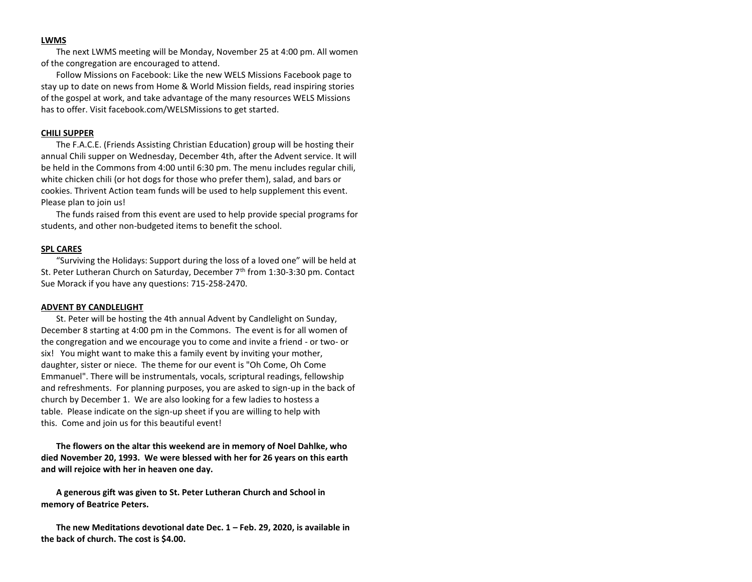**LWMS**

The next LWMS meeting will be Monday, November 25 at 4:00 pm. All women of the congregation are encouraged to attend.

Follow Missions on Facebook: Like the new WELS Missions Facebook page to stay up to date on news from Home & World Mission fields, read inspiring stories of the gospel at work, and take advantage of the many resources WELS Missions has to offer. Visit facebook.com/WELSMissions to get started.

**CHILI SUPPER**

The F.A.C.E. (Friends Assisting Christian Education) group will be hosting their annual Chili supper on Wednesday, December 4th, after the Advent service. It will be held in the Commons from 4:00 until 6:30 pm. The menu includes regular chili, white chicken chili (or hot dogs for those who prefer them), salad, and bars or cookies. Thrivent Action team funds will be used to help supplement this event. Please plan to join us!

The funds raised from this event are used to help provide special programs for students, and other non-budgeted items to benefit the school.

**SPL CARES**

"Surviving the Holidays: Support during the loss of a loved one" will be held at St. Peter Lutheran Church on Saturday, December 7th from 1:30-3:30 pm. Contact Sue Morack if you have any questions: 715-258-2470.

**ADVENT BY CANDLELIGHT**

St. Peter will be hosting the 4th annual Advent by Candlelight on Sunday, December 8 starting at 4:00 pm in the Commons. The event is for all women of the congregation and we encourage you to come and invite a friend - or two- or six! You might want to make this a family event by inviting your mother, daughter, sister or niece. The theme for our event is "Oh Come, Oh Come Emmanuel". There will be instrumentals, vocals, scriptural readings, fellowship and refreshments. For planning purposes, you are asked to sign-up in the back of church by December 1. We are also looking for a few ladies to hostess a table. Please indicate on the sign-up sheet if you are willing to help with this. Come and join us for this beautiful event!

**The flowers on the altar this weekend are in memory of Noel Dahlke, who died November 20, 1993. We were blessed with her for 26 years on this earth and will rejoice with her in heaven one day.**

**A generous gift was given to St. Peter Lutheran Church and School in memory of Beatrice Peters.**

**The new Meditations devotional date Dec. 1 – Feb. 29, 2020, is available in the back of church. The cost is $4.00.**